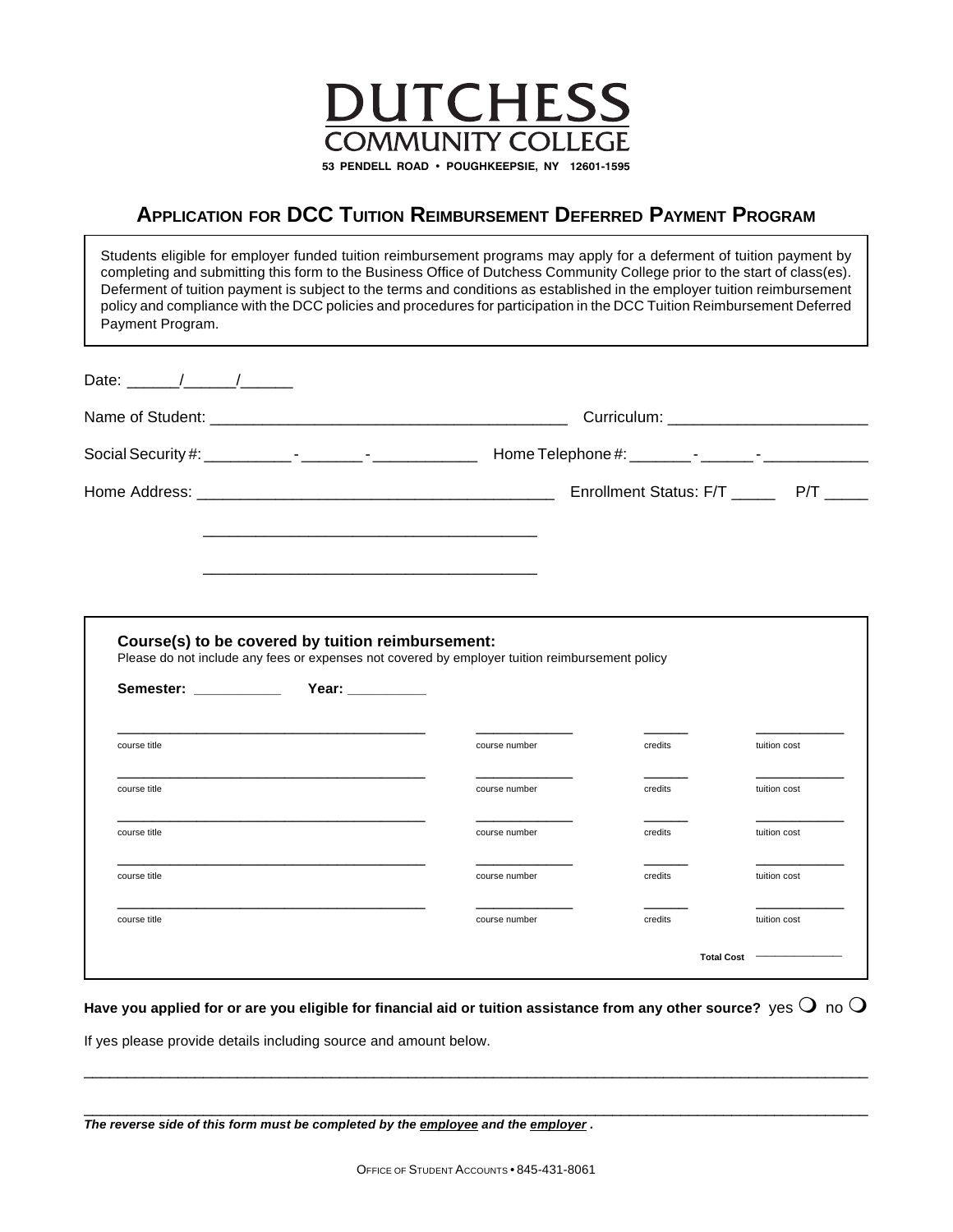# DUTCHESS COMMUNITY COLLEGE

**53 PENDELL ROAD • POUGHKEEPSIE, NY 12601-1595**

## APPLICATION FOR DCC TUITION REIMBURSEMENT DEFERRED PAYMENT PROGRAM

Students eligible for employer funded tuition reimbursement programs may apply for a deferment of tuition payment by completing and submitting this form to the Business Office of Dutchess Community College prior to the start of class(es). Deferment of tuition payment is subject to the terms and conditions as established in the employer tuition reimbursement policy and compliance with the DCC policies and procedures for participation in the DCC Tuition Reimbursement Deferred Payment Program.

Date: ______/______/______

Name of Student: ________________________________________ Curriculum: ______________________

Social Security #: __________ - _______ - ____________ Home Telephone #: _______ - ______ - ____________

Home Address: ________________________________________ Enrollment Status: F/T _____ P/T _____

________________________________________

________________________________________

**Course(s) to be covered by tuition reimbursement:**

Please do not include any fees or expenses not covered by employer tuition reimbursement policy

**Semester:** ___________ **Year:** __________

| course title | course number | credits | tuition cost |
|---|---|---|---|
| | | | |
| | | | |
| | | | |
| | | | |
| | | | |
| | | **Total Cost** | |

**Have you applied for or are you eligible for financial aid or tuition assistance from any other source?** yes ❍ no ❍

If yes please provide details including source and amount below.

______________________________________________________________________________________________

______________________________________________________________________________________________

***The reverse side of this form must be completed by the employee and the employer .***

OFFICE OF STUDENT ACCOUNTS • 845-431-8061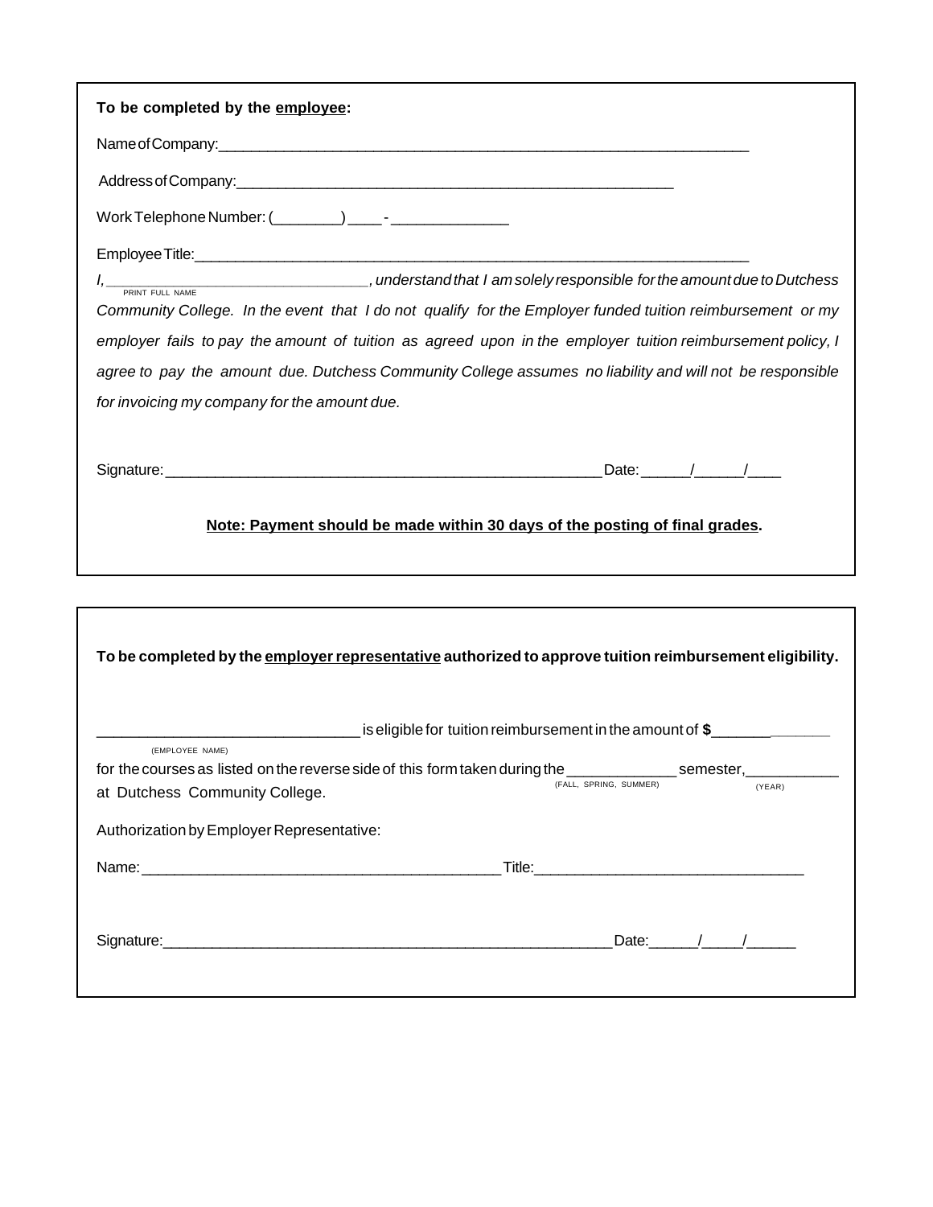**To be completed by the employee:**

Name of Company:_______________________________________________________________________

Address of Company:______________________________________________________________

Work Telephone Number: (________) ____ - ______________

Employee Title:_________________________________________________________________________

*I, ________________________________, understand that I am solely responsible for the amount due to Dutchess*
PRINT FULL NAME
*Community College. In the event that I do not qualify for the Employer funded tuition reimbursement or my employer fails to pay the amount of tuition as agreed upon in the employer tuition reimbursement policy, I agree to pay the amount due. Dutchess Community College assumes no liability and will not be responsible for invoicing my company for the amount due.*

Signature: _______________________________________________________ Date: ______/______/____

**Note: Payment should be made within 30 days of the posting of final grades.**

---

**To be completed by the employer representative authorized to approve tuition reimbursement eligibility.**

________________________________ is eligible for tuition reimbursement in the amount of **$**______________
(EMPLOYEE NAME)
for the courses as listed on the reverse side of this form taken during the _____________ semester, ___________
(FALL, SPRING, SUMMER) (YEAR)
at Dutchess Community College.

Authorization by Employer Representative:

Name: ____________________________________________ Title: ________________________________

Signature: _______________________________________________________ Date: ______/_____/______